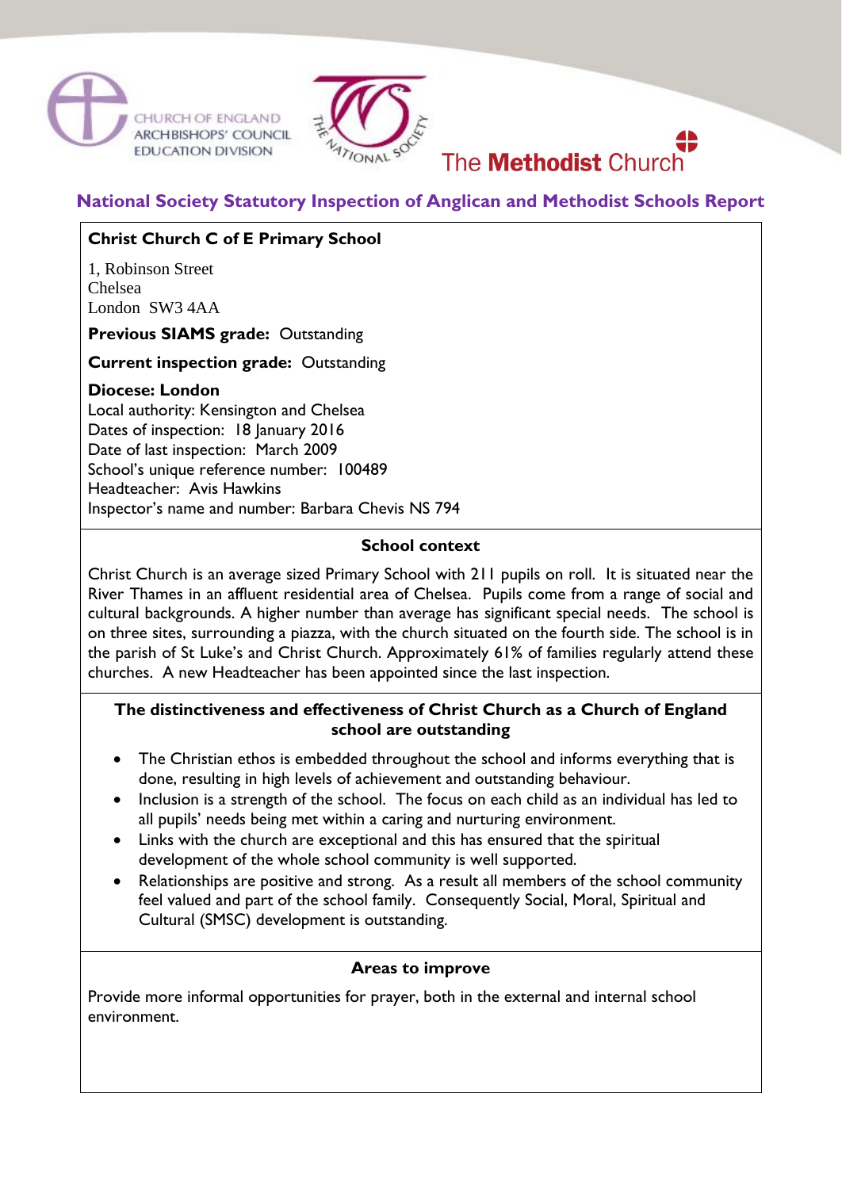CHURCH OF ENGLAND
ARCHBISHOPS' COUNCIL
EDUCATION DIVISION

THE NATIONAL SOCIETY

The **Methodist** Church

## National Society Statutory Inspection of Anglican and Methodist Schools Report

**Christ Church C of E Primary School**

1, Robinson Street
Chelsea
London SW3 4AA

**Previous SIAMS grade:** Outstanding

**Current inspection grade:** Outstanding

**Diocese: London**
Local authority: Kensington and Chelsea
Dates of inspection: 18 January 2016
Date of last inspection: March 2009
School's unique reference number: 100489
Headteacher: Avis Hawkins
Inspector's name and number: Barbara Chevis NS 794

### School context

Christ Church is an average sized Primary School with 211 pupils on roll. It is situated near the River Thames in an affluent residential area of Chelsea. Pupils come from a range of social and cultural backgrounds. A higher number than average has significant special needs. The school is on three sites, surrounding a piazza, with the church situated on the fourth side. The school is in the parish of St Luke's and Christ Church. Approximately 61% of families regularly attend these churches. A new Headteacher has been appointed since the last inspection.

### The distinctiveness and effectiveness of Christ Church as a Church of England school are outstanding

- The Christian ethos is embedded throughout the school and informs everything that is done, resulting in high levels of achievement and outstanding behaviour.
- Inclusion is a strength of the school. The focus on each child as an individual has led to all pupils' needs being met within a caring and nurturing environment.
- Links with the church are exceptional and this has ensured that the spiritual development of the whole school community is well supported.
- Relationships are positive and strong. As a result all members of the school community feel valued and part of the school family. Consequently Social, Moral, Spiritual and Cultural (SMSC) development is outstanding.

### Areas to improve

Provide more informal opportunities for prayer, both in the external and internal school environment.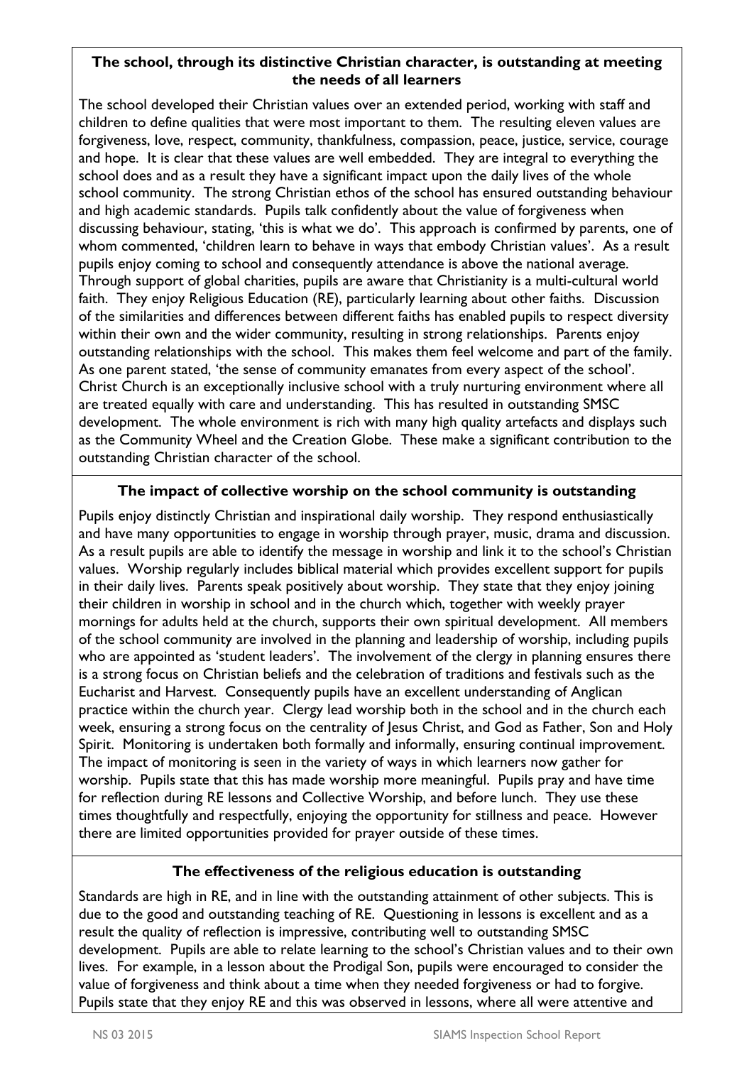**The school, through its distinctive Christian character, is outstanding at meeting the needs of all learners**

The school developed their Christian values over an extended period, working with staff and children to define qualities that were most important to them. The resulting eleven values are forgiveness, love, respect, community, thankfulness, compassion, peace, justice, service, courage and hope. It is clear that these values are well embedded. They are integral to everything the school does and as a result they have a significant impact upon the daily lives of the whole school community. The strong Christian ethos of the school has ensured outstanding behaviour and high academic standards. Pupils talk confidently about the value of forgiveness when discussing behaviour, stating, 'this is what we do'. This approach is confirmed by parents, one of whom commented, 'children learn to behave in ways that embody Christian values'. As a result pupils enjoy coming to school and consequently attendance is above the national average. Through support of global charities, pupils are aware that Christianity is a multi-cultural world faith. They enjoy Religious Education (RE), particularly learning about other faiths. Discussion of the similarities and differences between different faiths has enabled pupils to respect diversity within their own and the wider community, resulting in strong relationships. Parents enjoy outstanding relationships with the school. This makes them feel welcome and part of the family. As one parent stated, 'the sense of community emanates from every aspect of the school'. Christ Church is an exceptionally inclusive school with a truly nurturing environment where all are treated equally with care and understanding. This has resulted in outstanding SMSC development. The whole environment is rich with many high quality artefacts and displays such as the Community Wheel and the Creation Globe. These make a significant contribution to the outstanding Christian character of the school.

**The impact of collective worship on the school community is outstanding**

Pupils enjoy distinctly Christian and inspirational daily worship. They respond enthusiastically and have many opportunities to engage in worship through prayer, music, drama and discussion. As a result pupils are able to identify the message in worship and link it to the school's Christian values. Worship regularly includes biblical material which provides excellent support for pupils in their daily lives. Parents speak positively about worship. They state that they enjoy joining their children in worship in school and in the church which, together with weekly prayer mornings for adults held at the church, supports their own spiritual development. All members of the school community are involved in the planning and leadership of worship, including pupils who are appointed as 'student leaders'. The involvement of the clergy in planning ensures there is a strong focus on Christian beliefs and the celebration of traditions and festivals such as the Eucharist and Harvest. Consequently pupils have an excellent understanding of Anglican practice within the church year. Clergy lead worship both in the school and in the church each week, ensuring a strong focus on the centrality of Jesus Christ, and God as Father, Son and Holy Spirit. Monitoring is undertaken both formally and informally, ensuring continual improvement. The impact of monitoring is seen in the variety of ways in which learners now gather for worship. Pupils state that this has made worship more meaningful. Pupils pray and have time for reflection during RE lessons and Collective Worship, and before lunch. They use these times thoughtfully and respectfully, enjoying the opportunity for stillness and peace. However there are limited opportunities provided for prayer outside of these times.

**The effectiveness of the religious education is outstanding**

Standards are high in RE, and in line with the outstanding attainment of other subjects. This is due to the good and outstanding teaching of RE. Questioning in lessons is excellent and as a result the quality of reflection is impressive, contributing well to outstanding SMSC development. Pupils are able to relate learning to the school's Christian values and to their own lives. For example, in a lesson about the Prodigal Son, pupils were encouraged to consider the value of forgiveness and think about a time when they needed forgiveness or had to forgive. Pupils state that they enjoy RE and this was observed in lessons, where all were attentive and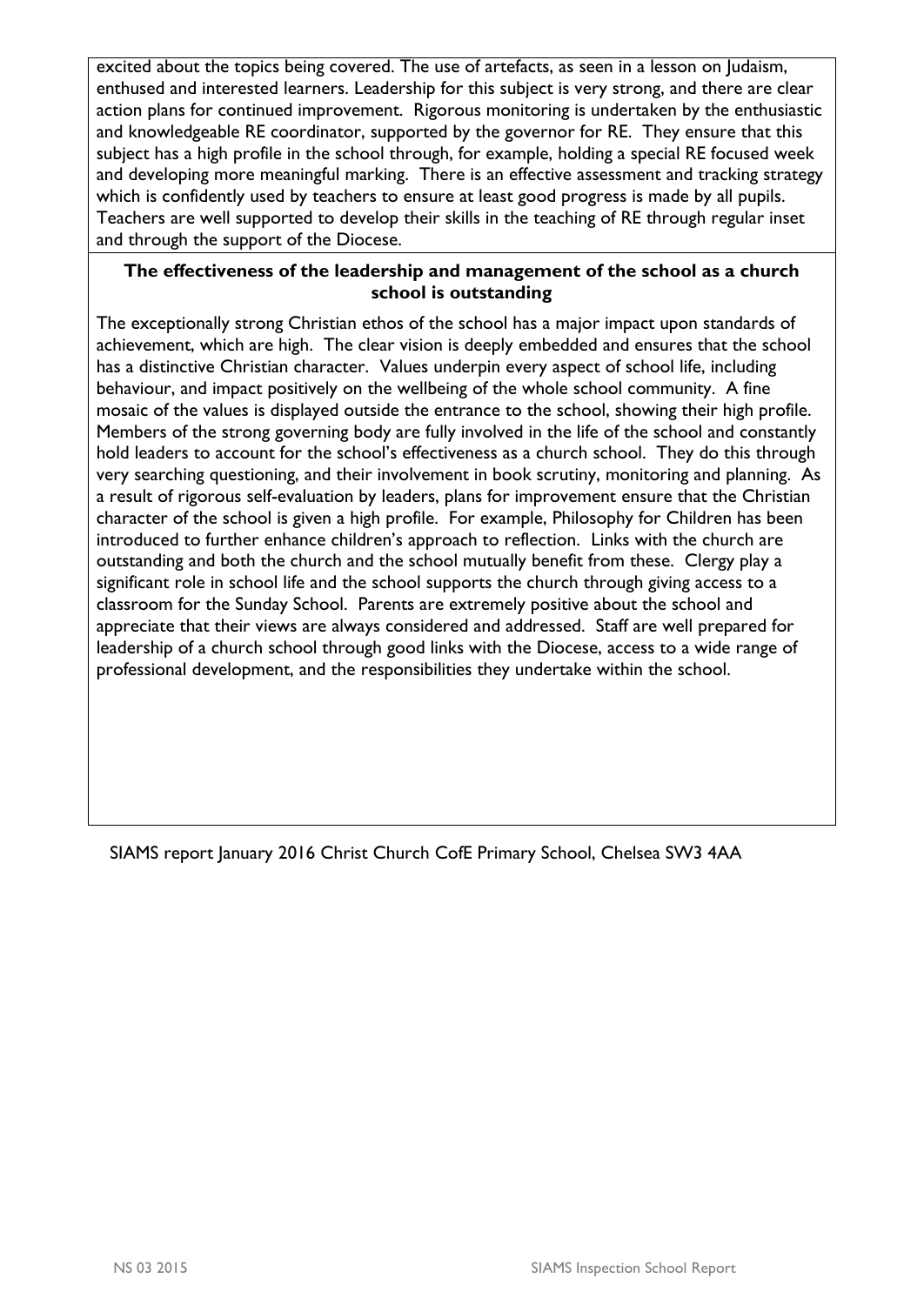excited about the topics being covered. The use of artefacts, as seen in a lesson on Judaism, enthused and interested learners. Leadership for this subject is very strong, and there are clear action plans for continued improvement. Rigorous monitoring is undertaken by the enthusiastic and knowledgeable RE coordinator, supported by the governor for RE. They ensure that this subject has a high profile in the school through, for example, holding a special RE focused week and developing more meaningful marking. There is an effective assessment and tracking strategy which is confidently used by teachers to ensure at least good progress is made by all pupils. Teachers are well supported to develop their skills in the teaching of RE through regular inset and through the support of the Diocese.

**The effectiveness of the leadership and management of the school as a church school is outstanding**

The exceptionally strong Christian ethos of the school has a major impact upon standards of achievement, which are high. The clear vision is deeply embedded and ensures that the school has a distinctive Christian character. Values underpin every aspect of school life, including behaviour, and impact positively on the wellbeing of the whole school community. A fine mosaic of the values is displayed outside the entrance to the school, showing their high profile. Members of the strong governing body are fully involved in the life of the school and constantly hold leaders to account for the school's effectiveness as a church school. They do this through very searching questioning, and their involvement in book scrutiny, monitoring and planning. As a result of rigorous self-evaluation by leaders, plans for improvement ensure that the Christian character of the school is given a high profile. For example, Philosophy for Children has been introduced to further enhance children's approach to reflection. Links with the church are outstanding and both the church and the school mutually benefit from these. Clergy play a significant role in school life and the school supports the church through giving access to a classroom for the Sunday School. Parents are extremely positive about the school and appreciate that their views are always considered and addressed. Staff are well prepared for leadership of a church school through good links with the Diocese, access to a wide range of professional development, and the responsibilities they undertake within the school.

SIAMS report January 2016 Christ Church CofE Primary School, Chelsea SW3 4AA